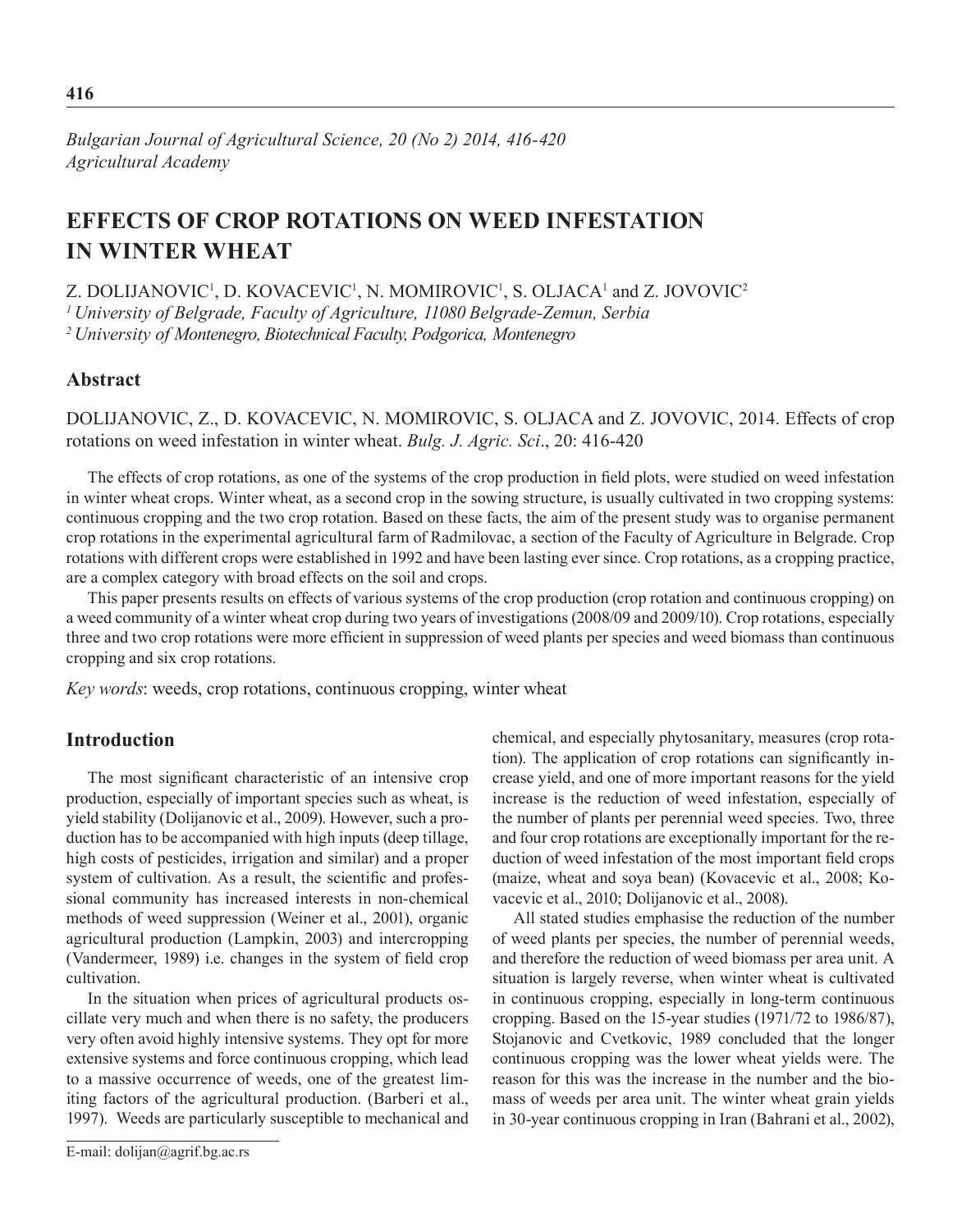*Bulgarian Journal of Agricultural Science, 20 (No 2) 2014, 416-420*
*Agricultural Academy*

# EFFECTS OF CROP ROTATIONS ON WEED INFESTATION IN WINTER WHEAT

Z. DOLIJANOVIC[1], D. KOVACEVIC[1], N. MOMIROVIC[1], S. OLJACA[1] and Z. JOVOVIC[2]

[1] *University of Belgrade, Faculty of Agriculture, 11080 Belgrade-Zemun, Serbia*
[2] *University of Montenegro, Biotechnical Faculty, Podgorica, Montenegro*

## Abstract

DOLIJANOVIC, Z., D. KOVACEVIC, N. MOMIROVIC, S. OLJACA and Z. JOVOVIC, 2014. Effects of crop rotations on weed infestation in winter wheat. *Bulg. J. Agric. Sci*., 20: 416-420

The effects of crop rotations, as one of the systems of the crop production in field plots, were studied on weed infestation in winter wheat crops. Winter wheat, as a second crop in the sowing structure, is usually cultivated in two cropping systems: continuous cropping and the two crop rotation. Based on these facts, the aim of the present study was to organise permanent crop rotations in the experimental agricultural farm of Radmilovac, a section of the Faculty of Agriculture in Belgrade. Crop rotations with different crops were established in 1992 and have been lasting ever since. Crop rotations, as a cropping practice, are a complex category with broad effects on the soil and crops.

This paper presents results on effects of various systems of the crop production (crop rotation and continuous cropping) on a weed community of a winter wheat crop during two years of investigations (2008/09 and 2009/10). Crop rotations, especially three and two crop rotations were more efficient in suppression of weed plants per species and weed biomass than continuous cropping and six crop rotations.

*Key words*: weeds, crop rotations, continuous cropping, winter wheat

## Introduction

The most significant characteristic of an intensive crop production, especially of important species such as wheat, is yield stability (Dolijanovic et al., 2009). However, such a production has to be accompanied with high inputs (deep tillage, high costs of pesticides, irrigation and similar) and a proper system of cultivation. As a result, the scientific and professional community has increased interests in non-chemical methods of weed suppression (Weiner et al., 2001), organic agricultural production (Lampkin, 2003) and intercropping (Vandermeer, 1989) i.e. changes in the system of field crop cultivation.

In the situation when prices of agricultural products oscillate very much and when there is no safety, the producers very often avoid highly intensive systems. They opt for more extensive systems and force continuous cropping, which lead to a massive occurrence of weeds, one of the greatest limiting factors of the agricultural production. (Barberi et al., 1997). Weeds are particularly susceptible to mechanical and chemical, and especially phytosanitary, measures (crop rotation). The application of crop rotations can significantly increase yield, and one of more important reasons for the yield increase is the reduction of weed infestation, especially of the number of plants per perennial weed species. Two, three and four crop rotations are exceptionally important for the reduction of weed infestation of the most important field crops (maize, wheat and soya bean) (Kovacevic et al., 2008; Kovacevic et al., 2010; Dolijanovic et al., 2008).

All stated studies emphasise the reduction of the number of weed plants per species, the number of perennial weeds, and therefore the reduction of weed biomass per area unit. A situation is largely reverse, when winter wheat is cultivated in continuous cropping, especially in long-term continuous cropping. Based on the 15-year studies (1971/72 to 1986/87), Stojanovic and Cvetkovic, 1989 concluded that the longer continuous cropping was the lower wheat yields were. The reason for this was the increase in the number and the biomass of weeds per area unit. The winter wheat grain yields in 30-year continuous cropping in Iran (Bahrani et al., 2002),

E-mail: dolijan@agrif.bg.ac.rs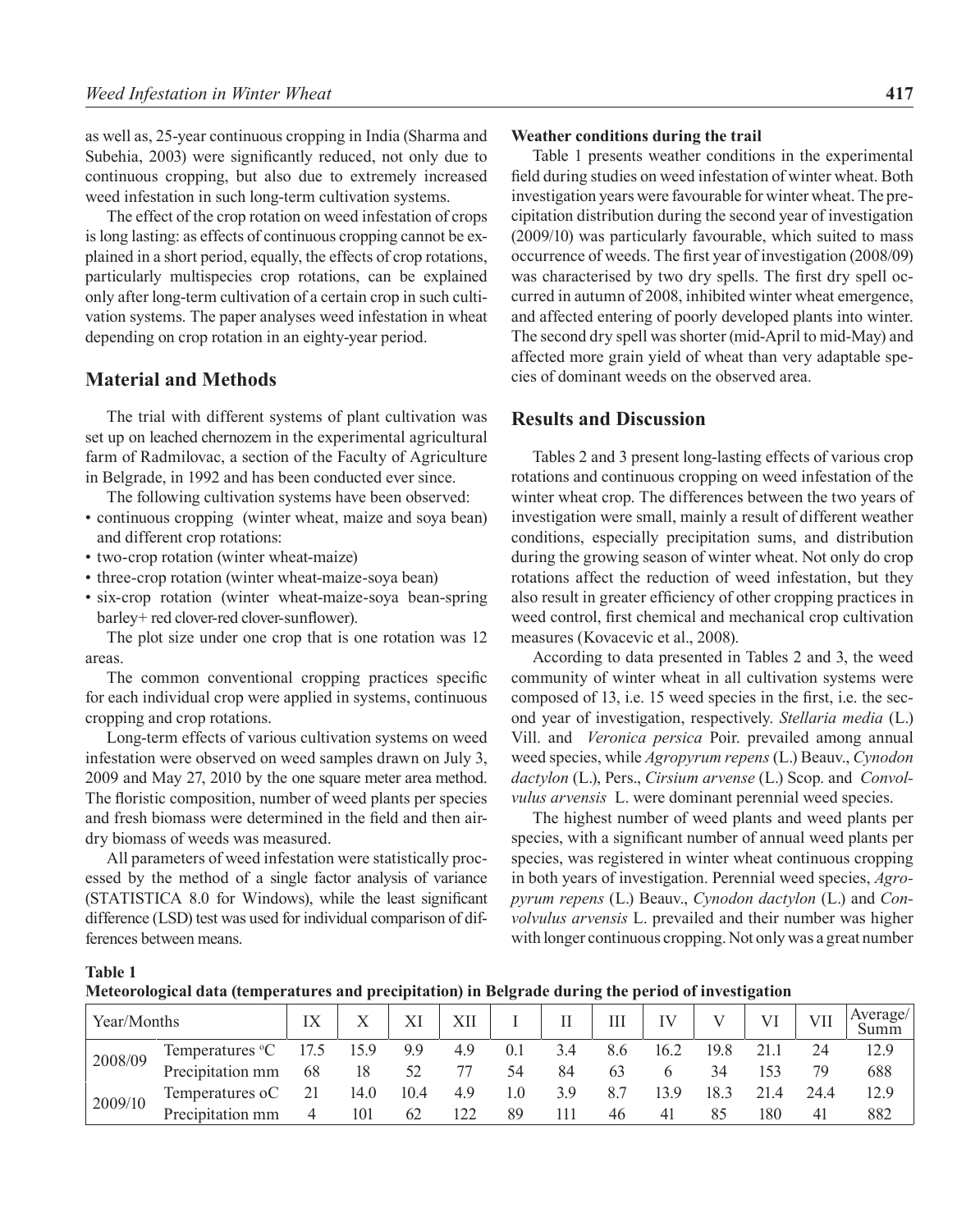as well as, 25-year continuous cropping in India (Sharma and Subehia, 2003) were significantly reduced, not only due to continuous cropping, but also due to extremely increased weed infestation in such long-term cultivation systems.

The effect of the crop rotation on weed infestation of crops is long lasting: as effects of continuous cropping cannot be explained in a short period, equally, the effects of crop rotations, particularly multispecies crop rotations, can be explained only after long-term cultivation of a certain crop in such cultivation systems. The paper analyses weed infestation in wheat depending on crop rotation in an eighty-year period.

## Material and Methods

The trial with different systems of plant cultivation was set up on leached chernozem in the experimental agricultural farm of Radmilovac, a section of the Faculty of Agriculture in Belgrade, in 1992 and has been conducted ever since.

The following cultivation systems have been observed:

- continuous cropping (winter wheat, maize and soya bean) and different crop rotations:
- two-crop rotation (winter wheat-maize)
- three-crop rotation (winter wheat-maize-soya bean)
- six-crop rotation (winter wheat-maize-soya bean-spring barley+ red clover-red clover-sunflower).

The plot size under one crop that is one rotation was 12 areas.

The common conventional cropping practices specific for each individual crop were applied in systems, continuous cropping and crop rotations.

Long-term effects of various cultivation systems on weed infestation were observed on weed samples drawn on July 3, 2009 and May 27, 2010 by the one square meter area method. The floristic composition, number of weed plants per species and fresh biomass were determined in the field and then air-dry biomass of weeds was measured.

All parameters of weed infestation were statistically processed by the method of a single factor analysis of variance (STATISTICA 8.0 for Windows), while the least significant difference (LSD) test was used for individual comparison of differences between means.

**Weather conditions during the trail**

Table 1 presents weather conditions in the experimental field during studies on weed infestation of winter wheat. Both investigation years were favourable for winter wheat. The precipitation distribution during the second year of investigation (2009/10) was particularly favourable, which suited to mass occurrence of weeds. The first year of investigation (2008/09) was characterised by two dry spells. The first dry spell occurred in autumn of 2008, inhibited winter wheat emergence, and affected entering of poorly developed plants into winter. The second dry spell was shorter (mid-April to mid-May) and affected more grain yield of wheat than very adaptable species of dominant weeds on the observed area.

## Results and Discussion

Tables 2 and 3 present long-lasting effects of various crop rotations and continuous cropping on weed infestation of the winter wheat crop. The differences between the two years of investigation were small, mainly a result of different weather conditions, especially precipitation sums, and distribution during the growing season of winter wheat. Not only do crop rotations affect the reduction of weed infestation, but they also result in greater efficiency of other cropping practices in weed control, first chemical and mechanical crop cultivation measures (Kovacevic et al., 2008).

According to data presented in Tables 2 and 3, the weed community of winter wheat in all cultivation systems were composed of 13, i.e. 15 weed species in the first, i.e. the second year of investigation, respectively. *Stellaria media* (L.) Vill. and *Veronica persica* Poir. prevailed among annual weed species, while *Agropyrum repens* (L.) Beauv., *Cynodon dactylon* (L.), Pers., *Cirsium arvense* (L.) Scop. and *Convolvulus arvensis* L. were dominant perennial weed species.

The highest number of weed plants and weed plants per species, with a significant number of annual weed plants per species, was registered in winter wheat continuous cropping in both years of investigation. Perennial weed species, *Agropyrum repens* (L.) Beauv., *Cynodon dactylon* (L.) and *Convolvulus arvensis* L. prevailed and their number was higher with longer continuous cropping. Not only was a great number

**Table 1**
**Meteorological data (temperatures and precipitation) in Belgrade during the period of investigation**

| Year/Months | | IX | X | XI | XII | I | II | III | IV | V | VI | VII | Average/ Summ |
|---|---|---|---|---|---|---|---|---|---|---|---|---|---|
| 2008/09 | Temperatures °C | 17.5 | 15.9 | 9.9 | 4.9 | 0.1 | 3.4 | 8.6 | 16.2 | 19.8 | 21.1 | 24 | 12.9 |
| | Precipitation mm | 68 | 18 | 52 | 77 | 54 | 84 | 63 | 6 | 34 | 153 | 79 | 688 |
| 2009/10 | Temperatures oC | 21 | 14.0 | 10.4 | 4.9 | 1.0 | 3.9 | 8.7 | 13.9 | 18.3 | 21.4 | 24.4 | 12.9 |
| | Precipitation mm | 4 | 101 | 62 | 122 | 89 | 111 | 46 | 41 | 85 | 180 | 41 | 882 |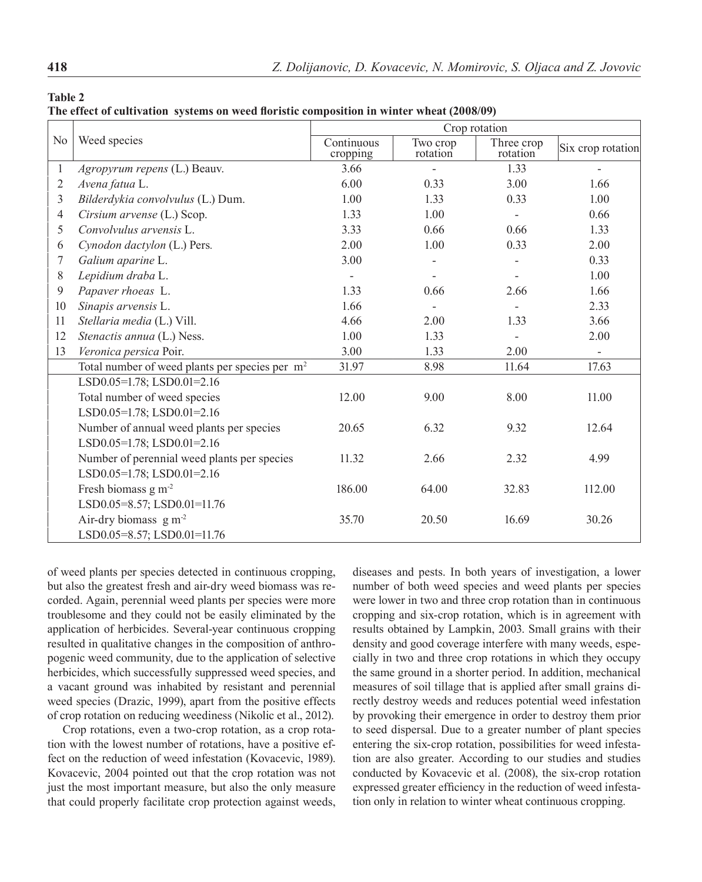**Table 2**
**The effect of cultivation systems on weed floristic composition in winter wheat (2008/09)**

| No | Weed species | Crop rotation | | | |
|---|---|---|---|---|---|
| | | Continuous cropping | Two crop rotation | Three crop rotation | Six crop rotation |
| 1 | *Agropyrum repens* (L.) Beauv. | 3.66 | - | 1.33 | - |
| 2 | *Avena fatua* L. | 6.00 | 0.33 | 3.00 | 1.66 |
| 3 | *Bilderdykia convolvulus* (L.) Dum. | 1.00 | 1.33 | 0.33 | 1.00 |
| 4 | *Cirsium arvense* (L.) Scop. | 1.33 | 1.00 | - | 0.66 |
| 5 | *Convolvulus arvensis* L. | 3.33 | 0.66 | 0.66 | 1.33 |
| 6 | *Cynodon dactylon* (L.) Pers. | 2.00 | 1.00 | 0.33 | 2.00 |
| 7 | *Galium aparine* L. | 3.00 | - | - | 0.33 |
| 8 | *Lepidium draba* L. | - | - | - | 1.00 |
| 9 | *Papaver rhoeas* L. | 1.33 | 0.66 | 2.66 | 1.66 |
| 10 | *Sinapis arvensis* L. | 1.66 | - | - | 2.33 |
| 11 | *Stellaria media* (L.) Vill. | 4.66 | 2.00 | 1.33 | 3.66 |
| 12 | *Stenactis annua* (L.) Ness. | 1.00 | 1.33 | - | 2.00 |
| 13 | *Veronica persica* Poir. | 3.00 | 1.33 | 2.00 | - |
| | Total number of weed plants per species per $m^2$ | 31.97 | 8.98 | 11.64 | 17.63 |
| | LSD0.05=1.78; LSD0.01=2.16 | | | | |
| | Total number of weed species | 12.00 | 9.00 | 8.00 | 11.00 |
| | LSD0.05=1.78; LSD0.01=2.16 | | | | |
| | Number of annual weed plants per species | 20.65 | 6.32 | 9.32 | 12.64 |
| | LSD0.05=1.78; LSD0.01=2.16 | | | | |
| | Number of perennial weed plants per species | 11.32 | 2.66 | 2.32 | 4.99 |
| | LSD0.05=1.78; LSD0.01=2.16 | | | | |
| | Fresh biomass g $m^{-2}$ | 186.00 | 64.00 | 32.83 | 112.00 |
| | LSD0.05=8.57; LSD0.01=11.76 | | | | |
| | Air-dry biomass g $m^{-2}$ | 35.70 | 20.50 | 16.69 | 30.26 |
| | LSD0.05=8.57; LSD0.01=11.76 | | | | |

of weed plants per species detected in continuous cropping, but also the greatest fresh and air-dry weed biomass was recorded. Again, perennial weed plants per species were more troublesome and they could not be easily eliminated by the application of herbicides. Several-year continuous cropping resulted in qualitative changes in the composition of anthropogenic weed community, due to the application of selective herbicides, which successfully suppressed weed species, and a vacant ground was inhabited by resistant and perennial weed species (Drazic, 1999), apart from the positive effects of crop rotation on reducing weediness (Nikolic et al., 2012).

Crop rotations, even a two-crop rotation, as a crop rotation with the lowest number of rotations, have a positive effect on the reduction of weed infestation (Kovacevic, 1989). Kovacevic, 2004 pointed out that the crop rotation was not just the most important measure, but also the only measure that could properly facilitate crop protection against weeds, diseases and pests. In both years of investigation, a lower number of both weed species and weed plants per species were lower in two and three crop rotation than in continuous cropping and six-crop rotation, which is in agreement with results obtained by Lampkin, 2003. Small grains with their density and good coverage interfere with many weeds, especially in two and three crop rotations in which they occupy the same ground in a shorter period. In addition, mechanical measures of soil tillage that is applied after small grains directly destroy weeds and reduces potential weed infestation by provoking their emergence in order to destroy them prior to seed dispersal. Due to a greater number of plant species entering the six-crop rotation, possibilities for weed infestation are also greater. According to our studies and studies conducted by Kovacevic et al. (2008), the six-crop rotation expressed greater efficiency in the reduction of weed infestation only in relation to winter wheat continuous cropping.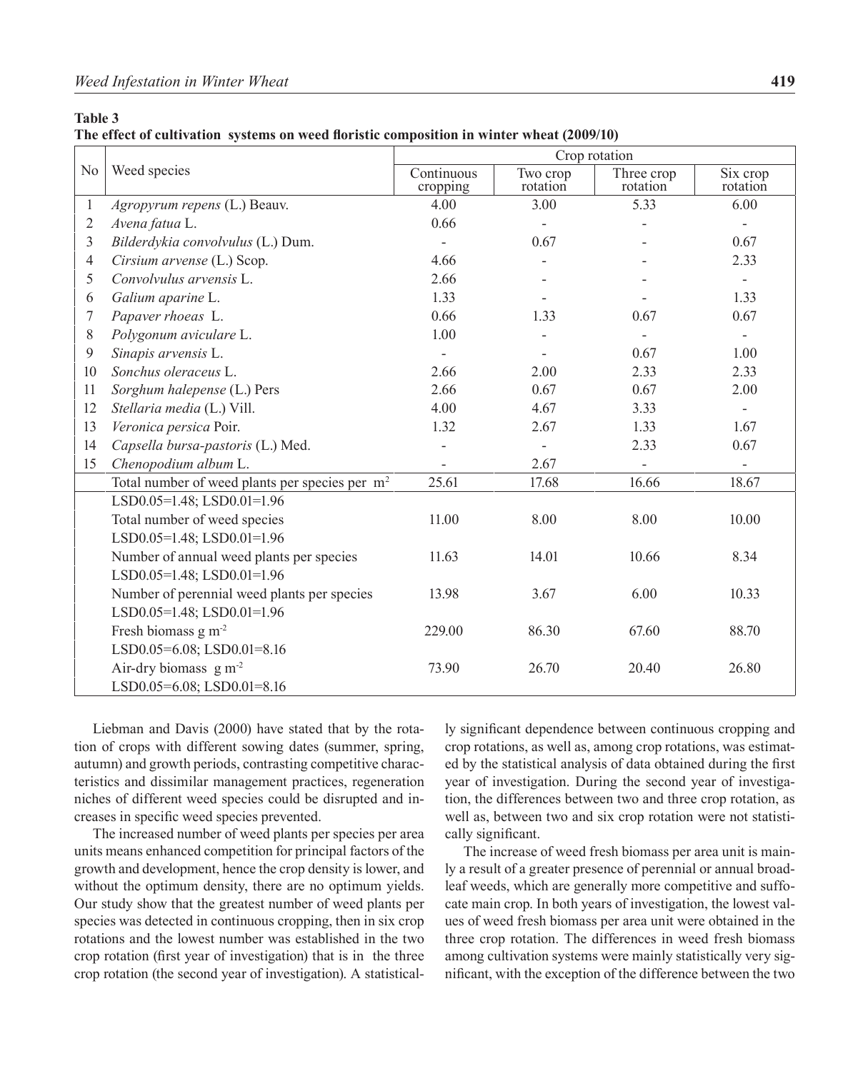**Table 3**
**The effect of cultivation systems on weed floristic composition in winter wheat (2009/10)**

| No | Weed species | Crop rotation | | | |
|---|---|---|---|---|---|
| | | Continuous cropping | Two crop rotation | Three crop rotation | Six crop rotation |
| 1 | *Agropyrum repens* (L.) Beauv. | 4.00 | 3.00 | 5.33 | 6.00 |
| 2 | *Avena fatua* L. | 0.66 | - | - | - |
| 3 | *Bilderdykia convolvulus* (L.) Dum. | - | 0.67 | - | 0.67 |
| 4 | *Cirsium arvense* (L.) Scop. | 4.66 | - | - | 2.33 |
| 5 | *Convolvulus arvensis* L. | 2.66 | - | - | - |
| 6 | *Galium aparine* L. | 1.33 | - | - | 1.33 |
| 7 | *Papaver rhoeas* L. | 0.66 | 1.33 | 0.67 | 0.67 |
| 8 | *Polygonum aviculare* L. | 1.00 | - | - | - |
| 9 | *Sinapis arvensis* L. | - | - | 0.67 | 1.00 |
| 10 | *Sonchus oleraceus* L. | 2.66 | 2.00 | 2.33 | 2.33 |
| 11 | *Sorghum halepense* (L.) Pers | 2.66 | 0.67 | 0.67 | 2.00 |
| 12 | *Stellaria media* (L.) Vill. | 4.00 | 4.67 | 3.33 | - |
| 13 | *Veronica persica* Poir. | 1.32 | 2.67 | 1.33 | 1.67 |
| 14 | *Capsella bursa-pastoris* (L.) Med. | - | - | 2.33 | 0.67 |
| 15 | *Chenopodium album* L. | - | 2.67 | - | - |
| | Total number of weed plants per species per $m^2$ | 25.61 | 17.68 | 16.66 | 18.67 |
| | LSD0.05=1.48; LSD0.01=1.96 | | | | |
| | Total number of weed species | 11.00 | 8.00 | 8.00 | 10.00 |
| | LSD0.05=1.48; LSD0.01=1.96 | | | | |
| | Number of annual weed plants per species | 11.63 | 14.01 | 10.66 | 8.34 |
| | LSD0.05=1.48; LSD0.01=1.96 | | | | |
| | Number of perennial weed plants per species | 13.98 | 3.67 | 6.00 | 10.33 |
| | LSD0.05=1.48; LSD0.01=1.96 | | | | |
| | Fresh biomass g $m^{-2}$ | 229.00 | 86.30 | 67.60 | 88.70 |
| | LSD0.05=6.08; LSD0.01=8.16 | | | | |
| | Air-dry biomass g $m^{-2}$ | 73.90 | 26.70 | 20.40 | 26.80 |
| | LSD0.05=6.08; LSD0.01=8.16 | | | | |

Liebman and Davis (2000) have stated that by the rotation of crops with different sowing dates (summer, spring, autumn) and growth periods, contrasting competitive characteristics and dissimilar management practices, regeneration niches of different weed species could be disrupted and increases in specific weed species prevented.

The increased number of weed plants per species per area units means enhanced competition for principal factors of the growth and development, hence the crop density is lower, and without the optimum density, there are no optimum yields. Our study show that the greatest number of weed plants per species was detected in continuous cropping, then in six crop rotations and the lowest number was established in the two crop rotation (first year of investigation) that is in the three crop rotation (the second year of investigation). A statistically significant dependence between continuous cropping and crop rotations, as well as, among crop rotations, was estimated by the statistical analysis of data obtained during the first year of investigation. During the second year of investigation, the differences between two and three crop rotation, as well as, between two and six crop rotation were not statistically significant.

The increase of weed fresh biomass per area unit is mainly a result of a greater presence of perennial or annual broadleaf weeds, which are generally more competitive and suffocate main crop. In both years of investigation, the lowest values of weed fresh biomass per area unit were obtained in the three crop rotation. The differences in weed fresh biomass among cultivation systems were mainly statistically very significant, with the exception of the difference between the two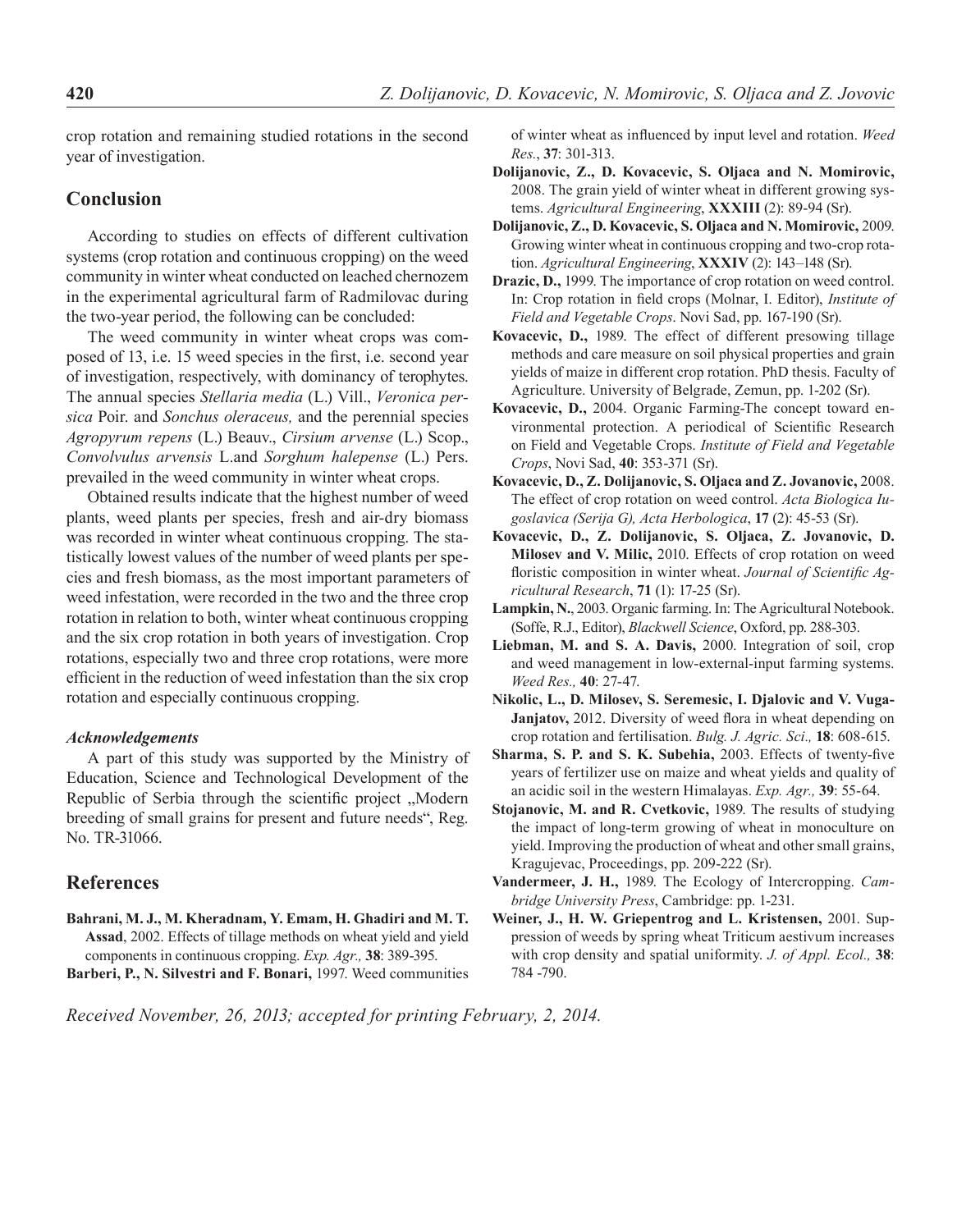crop rotation and remaining studied rotations in the second year of investigation.

## Conclusion

According to studies on effects of different cultivation systems (crop rotation and continuous cropping) on the weed community in winter wheat conducted on leached chernozem in the experimental agricultural farm of Radmilovac during the two-year period, the following can be concluded:

The weed community in winter wheat crops was composed of 13, i.e. 15 weed species in the first, i.e. second year of investigation, respectively, with dominancy of terophytes. The annual species *Stellaria media* (L.) Vill., *Veronica persica* Poir. and *Sonchus oleraceus,* and the perennial species *Agropyrum repens* (L.) Beauv., *Cirsium arvense* (L.) Scop., *Convolvulus arvensis* L.and *Sorghum halepense* (L.) Pers. prevailed in the weed community in winter wheat crops.

Obtained results indicate that the highest number of weed plants, weed plants per species, fresh and air-dry biomass was recorded in winter wheat continuous cropping. The statistically lowest values of the number of weed plants per species and fresh biomass, as the most important parameters of weed infestation, were recorded in the two and the three crop rotation in relation to both, winter wheat continuous cropping and the six crop rotation in both years of investigation. Crop rotations, especially two and three crop rotations, were more efficient in the reduction of weed infestation than the six crop rotation and especially continuous cropping.

### *Acknowledgements*

A part of this study was supported by the Ministry of Education, Science and Technological Development of the Republic of Serbia through the scientific project „Modern breeding of small grains for present and future needs", Reg. No. TR-31066.

## References

**Bahrani, M. J., M. Kheradnam, Y. Emam, H. Ghadiri and M. T. Assad**, 2002. Effects of tillage methods on wheat yield and yield components in continuous cropping. *Exp. Agr.,* **38**: 389-395.

**Barberi, P., N. Silvestri and F. Bonari,** 1997. Weed communities of winter wheat as influenced by input level and rotation. *Weed Res.*, **37**: 301-313.

**Dolijanovic, Z., D. Kovacevic, S. Oljaca and N. Momirovic,** 2008. The grain yield of winter wheat in different growing systems. *Agricultural Engineering*, **XXXIII** (2): 89-94 (Sr).

**Dolijanovic, Z., D. Kovacevic, S. Oljaca and N. Momirovic,** 2009. Growing winter wheat in continuous cropping and two-crop rotation. *Agricultural Engineering*, **XXXIV** (2): 143–148 (Sr).

**Drazic, D.,** 1999. The importance of crop rotation on weed control. In: Crop rotation in field crops (Molnar, I. Editor), *Institute of Field and Vegetable Crops*. Novi Sad, pp. 167-190 (Sr).

**Kovacevic, D.,** 1989. The effect of different presowing tillage methods and care measure on soil physical properties and grain yields of maize in different crop rotation. PhD thesis. Faculty of Agriculture. University of Belgrade, Zemun, pp. 1-202 (Sr).

**Kovacevic, D.,** 2004. Organic Farming-The concept toward environmental protection. A periodical of Scientific Research on Field and Vegetable Crops. *Institute of Field and Vegetable Crops*, Novi Sad, **40**: 353-371 (Sr).

**Kovacevic, D., Z. Dolijanovic, S. Oljaca and Z. Jovanovic,** 2008. The effect of crop rotation on weed control. *Acta Biologica Iugoslavica (Serija G), Acta Herbologica*, **17** (2): 45-53 (Sr).

**Kovacevic, D., Z. Dolijanovic, S. Oljaca, Z. Jovanovic, D. Milosev and V. Milic,** 2010. Effects of crop rotation on weed floristic composition in winter wheat. *Journal of Scientific Agricultural Research*, **71** (1): 17-25 (Sr).

**Lampkin, N.**, 2003. Organic farming. In: The Agricultural Notebook. (Soffe, R.J., Editor), *Blackwell Science*, Oxford, pp. 288-303.

**Liebman, M. and S. A. Davis,** 2000. Integration of soil, crop and weed management in low-external-input farming systems. *Weed Res.,* **40**: 27-47.

**Nikolic, L., D. Milosev, S. Seremesic, I. Djalovic and V. Vuga-Janjatov,** 2012. Diversity of weed flora in wheat depending on crop rotation and fertilisation. *Bulg. J. Agric. Sci.,* **18**: 608-615.

**Sharma, S. P. and S. K. Subehia,** 2003. Effects of twenty-five years of fertilizer use on maize and wheat yields and quality of an acidic soil in the western Himalayas. *Exp. Agr.,* **39**: 55-64.

**Stojanovic, M. and R. Cvetkovic,** 1989. The results of studying the impact of long-term growing of wheat in monoculture on yield. Improving the production of wheat and other small grains, Kragujevac, Proceedings, pp. 209-222 (Sr).

**Vandermeer, J. H.,** 1989. The Ecology of Intercropping. *Cambridge University Press*, Cambridge: pp. 1-231.

**Weiner, J., H. W. Griepentrog and L. Kristensen,** 2001. Suppression of weeds by spring wheat Triticum aestivum increases with crop density and spatial uniformity. *J. of Appl. Ecol.,* **38**: 784 -790.

*Received November, 26, 2013; accepted for printing February, 2, 2014.*